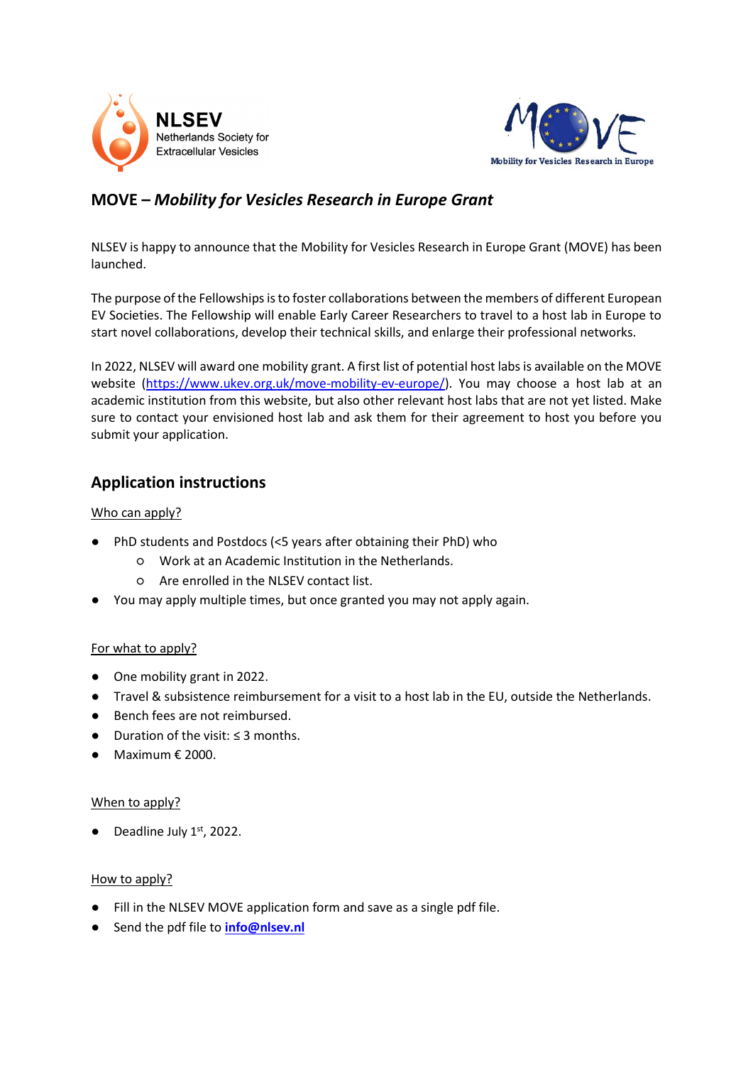NLSEV
Netherlands Society for
Extracellular Vesicles

MOVE
Mobility for Vesicles Research in Europe

## MOVE – *Mobility for Vesicles Research in Europe Grant*

NLSEV is happy to announce that the Mobility for Vesicles Research in Europe Grant (MOVE) has been launched.

The purpose of the Fellowships is to foster collaborations between the members of different European EV Societies. The Fellowship will enable Early Career Researchers to travel to a host lab in Europe to start novel collaborations, develop their technical skills, and enlarge their professional networks.

In 2022, NLSEV will award one mobility grant. A first list of potential host labs is available on the MOVE website ([https://www.ukev.org.uk/move-mobility-ev-europe/](https://www.ukev.org.uk/move-mobility-ev-europe/)). You may choose a host lab at an academic institution from this website, but also other relevant host labs that are not yet listed. Make sure to contact your envisioned host lab and ask them for their agreement to host you before you submit your application.

## Application instructions

Who can apply?

- PhD students and Postdocs (<5 years after obtaining their PhD) who
  - Work at an Academic Institution in the Netherlands.
  - Are enrolled in the NLSEV contact list.
- You may apply multiple times, but once granted you may not apply again.

For what to apply?

- One mobility grant in 2022.
- Travel & subsistence reimbursement for a visit to a host lab in the EU, outside the Netherlands.
- Bench fees are not reimbursed.
- Duration of the visit: ≤ 3 months.
- Maximum € 2000.

When to apply?

- Deadline July 1st, 2022.

How to apply?

- Fill in the NLSEV MOVE application form and save as a single pdf file.
- Send the pdf file to **[info@nlsev.nl](mailto:info@nlsev.nl)**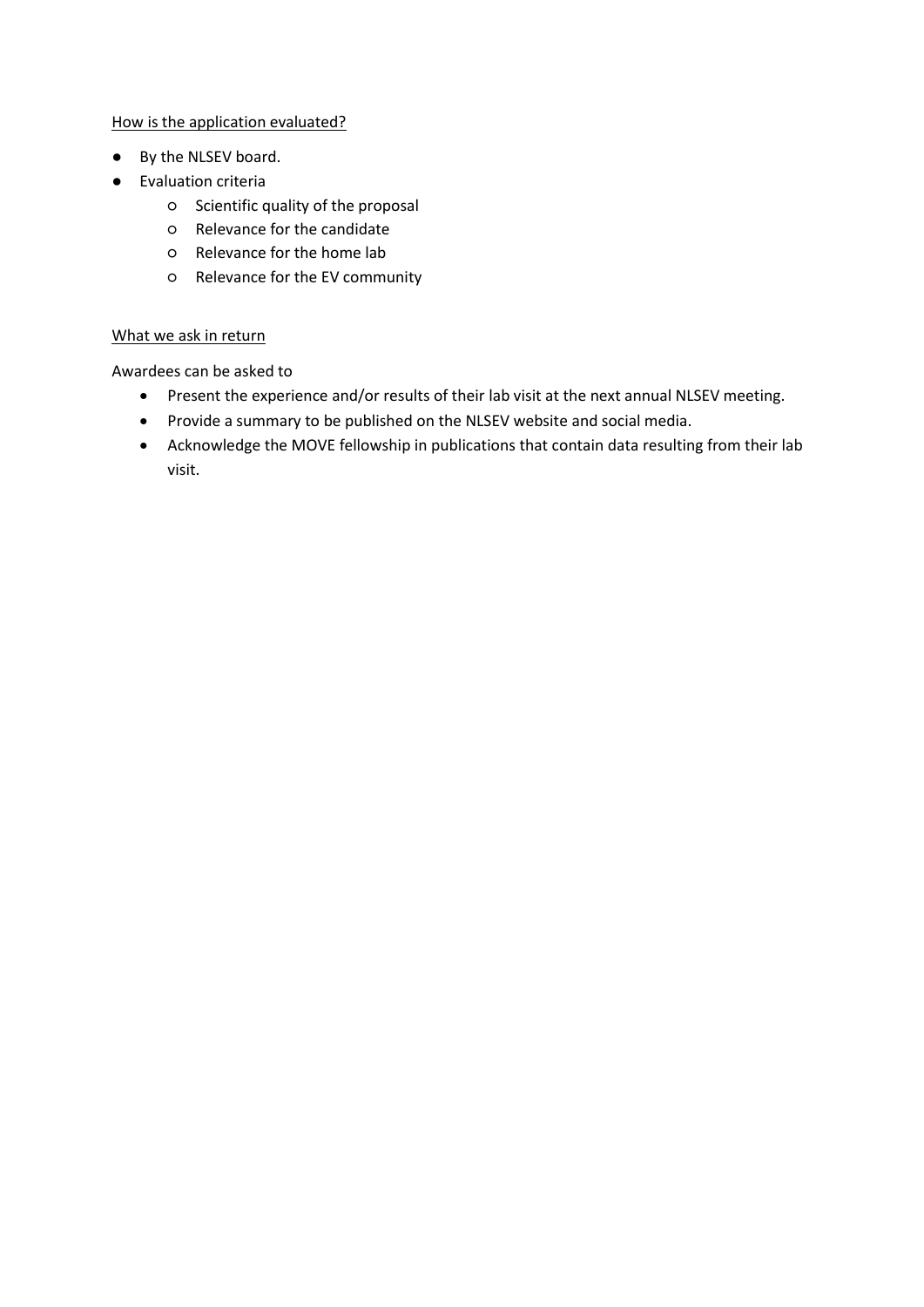How is the application evaluated?

- By the NLSEV board.
- Evaluation criteria
  - Scientific quality of the proposal
  - Relevance for the candidate
  - Relevance for the home lab
  - Relevance for the EV community

What we ask in return

Awardees can be asked to

- Present the experience and/or results of their lab visit at the next annual NLSEV meeting.
- Provide a summary to be published on the NLSEV website and social media.
- Acknowledge the MOVE fellowship in publications that contain data resulting from their lab visit.